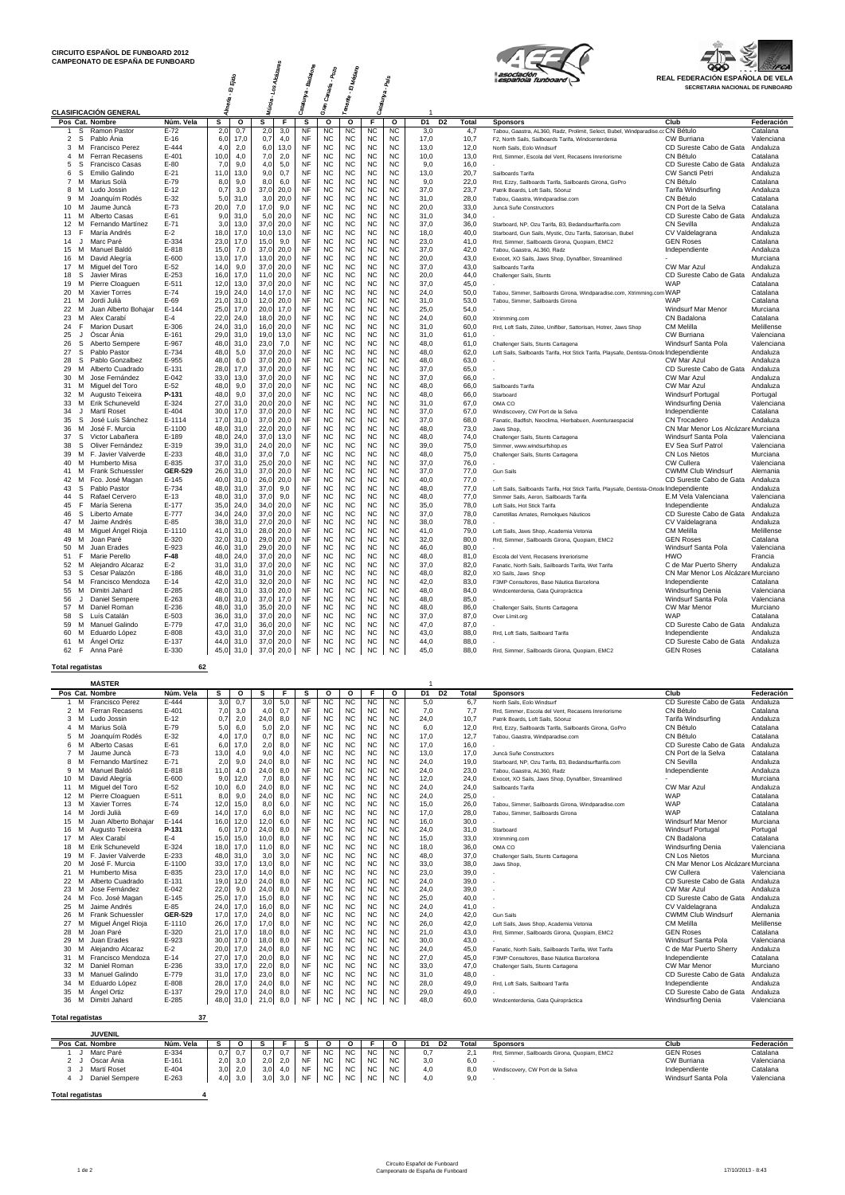**CIRCUITO ESPAÑOL DE FUNBOARD 2012**
**CAMPEONATO DE ESPAÑA DE FUNBOARD**

REAL FEDERACIÓN ESPAÑOLA DE VELA
SECRETARIA NACIONAL DE FUNBOARD

Almería - El Ejido | Murcia - Los Alcázares | Catalunya - Badalona | Gran Canaria - Pozo | Tenerife - El Médano | Catalunya - Pals

## CLASIFICACIÓN GENERAL

| Pos | Cat. | Nombre | Núm. Vela | S | O | S | F | S | O | O | F | O | D1 | D2 | Total | Sponsors | Club | Federación |
|---|---|---|---|---|---|---|---|---|---|---|---|---|---|---|---|---|---|---|
| 1 | S | Ramon Pastor | E-72 | 2,0 | 0,7 | 2,0 | 3,0 | NF | NC | NC | NC | NC | 3,0 | | 4,7 | Tabou, Gaastra, AL360, Radz, Prolimit, Select, Bubel, Windparadise.co | CN Bétulo | Catalana |
| 2 | S | Pablo Ània | E-16 | 6,0 | 17,0 | 0,7 | 4,0 | NF | NC | NC | NC | NC | 17,0 | | 10,7 | F2, North Sails, Sailboards Tarifa, Windcenterdenia | CW Burriana | Valenciana |
| 3 | M | Francisco Perez | E-444 | 4,0 | 2,0 | 6,0 | 13,0 | NF | NC | NC | NC | NC | 13,0 | | 12,0 | North Sails, Eolo Windsurf | CD Sureste Cabo de Gata | Andaluza |
| 4 | M | Ferran Recasens | E-401 | 10,0 | 4,0 | 7,0 | 2,0 | NF | NC | NC | NC | NC | 10,0 | | 13,0 | Rrd, Simmer, Escola del Vent, Recasens Inreriorisme | CN Bétulo | Catalana |
| 5 | S | Francisco Casas | E-80 | 7,0 | 9,0 | 4,0 | 5,0 | NF | NC | NC | NC | NC | 9,0 | | 16,0 | - | CD Sureste Cabo de Gata | Andaluza |
| 6 | S | Emilio Galindo | E-21 | 11,0 | 13,0 | 9,0 | 0,7 | NF | NC | NC | NC | NC | 13,0 | | 20,7 | Sailboards Tarifa | CW Sancti Petri | Andaluza |
| 7 | M | Marius Solà | E-79 | 8,0 | 9,0 | 8,0 | 6,0 | NF | NC | NC | NC | NC | 9,0 | | 22,0 | Rrd, Ezzy, Sailboards Tarifa, Sailboards Girona, GoPro | CN Bétulo | Catalana |
| 8 | M | Ludo Jossin | E-12 | 0,7 | 3,0 | 37,0 | 20,0 | NF | NC | NC | NC | NC | 37,0 | | 23,7 | Patrik Boards, Loft Sails, Sòoruz | Tarifa Windsurfing | Andaluza |
| 9 | M | Joanquim Rodés | E-32 | 5,0 | 31,0 | 3,0 | 20,0 | NF | NC | NC | NC | NC | 31,0 | | 28,0 | Tabou, Gaastra, Windparadise.com | CN Bétulo | Catalana |
| 10 | M | Jaume Juncà | E-73 | 20,0 | 7,0 | 17,0 | 9,0 | NF | NC | NC | NC | NC | 20,0 | | 33,0 | Juncà Suñe Constructors | CN Port de la Selva | Catalana |
| 11 | M | Alberto Casas | E-61 | 9,0 | 31,0 | 5,0 | 20,0 | NF | NC | NC | NC | NC | 31,0 | | 34,0 | - | CD Sureste Cabo de Gata | Andaluza |
| 12 | M | Fernando Martínez | E-71 | 3,0 | 13,0 | 37,0 | 20,0 | NF | NC | NC | NC | NC | 37,0 | | 36,0 | Starboard, NP, Ozu Tarifa, B3, Bedandsurftarifa.com | CN Sevilla | Andaluza |
| 13 | F | María Andrés | E-2 | 18,0 | 17,0 | 10,0 | 13,0 | NF | NC | NC | NC | NC | 18,0 | | 40,0 | Starboard, Gun Sails, Mystic, Ozu Tarifa, Satorisan, Bubel | CV Valdelagrana | Andaluza |
| 14 | J | Marc Paré | E-334 | 23,0 | 17,0 | 15,0 | 9,0 | NF | NC | NC | NC | NC | 23,0 | | 41,0 | Rrd, Simmer, Sailboards Girona, Quopiam, EMC2 | GEN Roses | Catalana |
| 15 | M | Manuel Baldó | E-818 | 15,0 | 7,0 | 37,0 | 20,0 | NF | NC | NC | NC | NC | 37,0 | | 42,0 | Tabou, Gaastra, AL360, Radz | Independiente | Andaluza |
| 16 | M | David Alegría | E-600 | 13,0 | 17,0 | 13,0 | 20,0 | NF | NC | NC | NC | NC | 20,0 | | 43,0 | Exocet, XO Sails, Jaws Shop, Dynafiber, Streamlined | - | Murciana |
| 17 | M | Miguel del Toro | E-52 | 14,0 | 9,0 | 37,0 | 20,0 | NF | NC | NC | NC | NC | 37,0 | | 43,0 | Sailboards Tarifa | CW Mar Azul | Andaluza |
| 18 | S | Javier Miras | E-253 | 16,0 | 17,0 | 11,0 | 20,0 | NF | NC | NC | NC | NC | 20,0 | | 44,0 | Challenger Sails, Stunts | CD Sureste Cabo de Gata | Andaluza |
| 19 | M | Pierre Cloaguen | E-511 | 12,0 | 13,0 | 37,0 | 20,0 | NF | NC | NC | NC | NC | 37,0 | | 45,0 | - | WAP | Catalana |
| 20 | M | Xavier Torres | E-74 | 19,0 | 24,0 | 14,0 | 17,0 | NF | NC | NC | NC | NC | 24,0 | | 50,0 | Tabou, Simmer, Sailboards Girona, Windparadise.com, Xtrimming.com | WAP | Catalana |
| 21 | M | Jordi Julià | E-69 | 21,0 | 31,0 | 12,0 | 20,0 | NF | NC | NC | NC | NC | 31,0 | | 53,0 | Tabou, Simmer, Sailboards Girona | WAP | Catalana |
| 22 | M | Juan Alberto Bohajar | E-144 | 25,0 | 17,0 | 20,0 | 17,0 | NF | NC | NC | NC | NC | 25,0 | | 54,0 | - | Windsurf Mar Menor | Murciana |
| 23 | M | Alex Carabí | E-4 | 22,0 | 24,0 | 18,0 | 20,0 | NF | NC | NC | NC | NC | 24,0 | | 60,0 | Xtrimming.com | CN Badalona | Catalana |
| 24 | F | Marion Dusart | E-306 | 24,0 | 31,0 | 16,0 | 20,0 | NF | NC | NC | NC | NC | 31,0 | | 60,0 | Rrd, Loft Sails, Zütee, Unifiber, Sattorisan, Hotrer, Jaws Shop | CM Melilla | Melillense |
| 25 | J | Oscar Ània | E-161 | 29,0 | 31,0 | 19,0 | 13,0 | NF | NC | NC | NC | NC | 31,0 | | 61,0 | - | CW Burriana | Valenciana |
| 26 | S | Aberto Sempere | E-967 | 48,0 | 31,0 | 23,0 | 7,0 | NF | NC | NC | NC | NC | 48,0 | | 61,0 | Challenger Sails, Stunts Cartagena | Windsurf Santa Pola | Valenciana |
| 27 | S | Pablo Pastor | E-734 | 48,0 | 5,0 | 37,0 | 20,0 | NF | NC | NC | NC | NC | 48,0 | | 62,0 | Loft Sails, Sailboards Tarifa, Hot Stick Tarifa, Playsafe, Dentista-Ortodo | Independiente | Andaluza |
| 28 | S | Pablo Gonzalbez | E-955 | 48,0 | 6,0 | 37,0 | 20,0 | NF | NC | NC | NC | NC | 48,0 | | 63,0 | - | CW Mar Azul | Andaluza |
| 29 | M | Alberto Cuadrado | E-131 | 28,0 | 17,0 | 37,0 | 20,0 | NF | NC | NC | NC | NC | 37,0 | | 65,0 | - | CD Sureste Cabo de Gata | Andaluza |
| 30 | M | Jose Fernández | E-042 | 33,0 | 13,0 | 37,0 | 20,0 | NF | NC | NC | NC | NC | 37,0 | | 66,0 | - | CW Mar Azul | Andaluza |
| 31 | M | Miguel del Toro | E-52 | 48,0 | 9,0 | 37,0 | 20,0 | NF | NC | NC | NC | NC | 48,0 | | 66,0 | Sailboards Tarifa | CW Mar Azul | Andaluza |
| 32 | M | Augusto Teixeira | P-131 | 48,0 | 9,0 | 37,0 | 20,0 | NF | NC | NC | NC | NC | 48,0 | | 66,0 | Starboard | Windsurf Portugal | Portugal |
| 33 | M | Erik Schuneveld | E-324 | 27,0 | 31,0 | 20,0 | 20,0 | NF | NC | NC | NC | NC | 31,0 | | 67,0 | OMA CO | Windsurfing Denia | Valenciana |
| 34 | J | Martí Roset | E-404 | 30,0 | 17,0 | 37,0 | 20,0 | NF | NC | NC | NC | NC | 37,0 | | 67,0 | Windiscovery, CW Port de la Selva | Independiente | Catalana |
| 35 | S | José Luís Sánchez | E-1114 | 17,0 | 31,0 | 37,0 | 20,0 | NF | NC | NC | NC | NC | 37,0 | | 68,0 | Fanatic, Badfish, Neoclima, Hierbabuen, Aventuraespacial | CN Trocadero | Andaluza |
| 36 | M | José F. Murcia | E-1100 | 48,0 | 31,0 | 22,0 | 20,0 | NF | NC | NC | NC | NC | 48,0 | | 73,0 | Jaws Shop, | CN Mar Menor Los Alcázares | Murciana |
| 37 | S | Víctor Labañera | E-189 | 48,0 | 24,0 | 37,0 | 13,0 | NF | NC | NC | NC | NC | 48,0 | | 74,0 | Challenger Sails, Stunts Cartagena | Windsurf Santa Pola | Valenciana |
| 38 | S | Oliver Fernández | E-319 | 39,0 | 31,0 | 24,0 | 20,0 | NF | NC | NC | NC | NC | 39,0 | | 75,0 | Simmer, www.windsurfshop.es | EV Sea Surf Patrol | Valenciana |
| 39 | M | F. Javier Valverde | E-233 | 48,0 | 31,0 | 37,0 | 7,0 | NF | NC | NC | NC | NC | 48,0 | | 75,0 | Challenger Sails, Stunts Cartagena | CN Los Nietos | Murciana |
| 40 | M | Humberto Misa | E-835 | 37,0 | 31,0 | 25,0 | 20,0 | NF | NC | NC | NC | NC | 37,0 | | 76,0 | - | CW Cullera | Valenciana |
| 41 | M | Frank Schuessler | GER-529 | 26,0 | 31,0 | 37,0 | 20,0 | NF | NC | NC | NC | NC | 37,0 | | 77,0 | Gun Sails | CWMM Club Windsurf | Alemania |
| 42 | M | Fco. José Magan | E-145 | 40,0 | 31,0 | 26,0 | 20,0 | NF | NC | NC | NC | NC | 40,0 | | 77,0 | - | CD Sureste Cabo de Gata | Andaluza |
| 43 | S | Pablo Pastor | E-734 | 48,0 | 31,0 | 37,0 | 9,0 | NF | NC | NC | NC | NC | 48,0 | | 77,0 | Loft Sails, Sailboards Tarifa, Hot Stick Tarifa, Playsafe, Dentista-Ortodo | Independiente | Andaluza |
| 44 | S | Rafael Cervero | E-13 | 48,0 | 31,0 | 37,0 | 9,0 | NF | NC | NC | NC | NC | 48,0 | | 77,0 | Simmer Sails, Aeron, Sailboards Tarifa | E.M Vela Valenciana | Valenciana |
| 45 | F | María Serena | E-177 | 35,0 | 24,0 | 34,0 | 20,0 | NF | NC | NC | NC | NC | 35,0 | | 78,0 | Loft Sails, Hot Stick Tarifa | Independiente | Andaluza |
| 46 | S | Liberto Amate | E-777 | 34,0 | 24,0 | 37,0 | 20,0 | NF | NC | NC | NC | NC | 37,0 | | 78,0 | Carretillas Amates, Remolques Náuticos | CD Sureste Cabo de Gata | Andaluza |
| 47 | M | Jaime Andrés | E-85 | 38,0 | 31,0 | 27,0 | 20,0 | NF | NC | NC | NC | NC | 38,0 | | 78,0 | - | CV Valdelagrana | Andaluza |
| 48 | M | Miguel Ángel Rioja | E-1110 | 41,0 | 31,0 | 28,0 | 20,0 | NF | NC | NC | NC | NC | 41,0 | | 79,0 | Loft Sails, Jaws Shop, Academia Vetonia | CM Melilla | Melillense |
| 49 | M | Joan Paré | E-320 | 32,0 | 31,0 | 29,0 | 20,0 | NF | NC | NC | NC | NC | 32,0 | | 80,0 | Rrd, Simmer, Sailboards Girona, Quopiam, EMC2 | GEN Roses | Catalana |
| 50 | M | Juan Erades | E-923 | 46,0 | 31,0 | 29,0 | 20,0 | NF | NC | NC | NC | NC | 46,0 | | 80,0 | - | Windsurf Santa Pola | Valenciana |
| 51 | F | Marie Perello | F-48 | 48,0 | 24,0 | 37,0 | 20,0 | NF | NC | NC | NC | NC | 48,0 | | 81,0 | Escola del Vent, Recasens Inreriorisme | HWO | Francia |
| 52 | M | Alejandro Alcaraz | E-2 | 31,0 | 31,0 | 37,0 | 20,0 | NF | NC | NC | NC | NC | 37,0 | | 82,0 | Fanatic, North Sails, Sailboards Tarifa, Wet Tarifa | C de Mar Puerto Sherry | Andaluza |
| 53 | S | Cesar Palazón | E-186 | 48,0 | 31,0 | 31,0 | 20,0 | NF | NC | NC | NC | NC | 48,0 | | 82,0 | XO Sails, Jaws Shop | CN Mar Menor Los Alcázares | Murciano |
| 54 | M | Francisco Mendoza | E-14 | 42,0 | 31,0 | 32,0 | 20,0 | NF | NC | NC | NC | NC | 42,0 | | 83,0 | F3MP Consultores, Base Náutica Barcelona | Independiente | Catalana |
| 55 | M | Dimitri Jahard | E-285 | 48,0 | 31,0 | 33,0 | 20,0 | NF | NC | NC | NC | NC | 48,0 | | 84,0 | Windcenterdenia, Gata Quiropráctica | Windsurfing Denia | Valenciana |
| 56 | J | Daniel Sempere | E-263 | 48,0 | 31,0 | 37,0 | 17,0 | NF | NC | NC | NC | NC | 48,0 | | 85,0 | - | Windsurf Santa Pola | Valenciana |
| 57 | M | Daniel Roman | E-236 | 48,0 | 31,0 | 35,0 | 20,0 | NF | NC | NC | NC | NC | 48,0 | | 86,0 | Challenger Sails, Stunts Cartagena | CW Mar Menor | Murciano |
| 58 | S | Luís Catalán | E-503 | 36,0 | 31,0 | 37,0 | 20,0 | NF | NC | NC | NC | NC | 37,0 | | 87,0 | Over Limit.org | WAP | Catalana |
| 59 | M | Manuel Galindo | E-779 | 47,0 | 31,0 | 36,0 | 20,0 | NF | NC | NC | NC | NC | 47,0 | | 87,0 | - | CD Sureste Cabo de Gata | Andaluza |
| 60 | M | Eduardo López | E-808 | 43,0 | 31,0 | 37,0 | 20,0 | NF | NC | NC | NC | NC | 43,0 | | 88,0 | Rrd, Loft Sails, Sailboard Tarifa | Independiente | Andaluza |
| 61 | M | Ángel Ortiz | E-137 | 44,0 | 31,0 | 37,0 | 20,0 | NF | NC | NC | NC | NC | 44,0 | | 88,0 | - | CD Sureste Cabo de Gata | Andaluza |
| 62 | F | Anna Paré | E-330 | 45,0 | 31,0 | 37,0 | 20,0 | NF | NC | NC | NC | NC | 45,0 | | 88,0 | Rrd, Simmer, Sailboards Girona, Quopiam, EMC2 | GEN Roses | Catalana |

**Total regatistas** 62

## MÁSTER

| Pos | Cat. | Nombre | Núm. Vela | S | O | S | F | S | O | O | F | O | D1 | D2 | Total | Sponsors | Club | Federación |
|---|---|---|---|---|---|---|---|---|---|---|---|---|---|---|---|---|---|---|
| 1 | M | Francisco Perez | E-444 | 3,0 | 0,7 | 3,0 | 5,0 | NF | NC | NC | NC | NC | 5,0 | | 6,7 | North Sails, Eolo Windsurf | CD Sureste Cabo de Gata | Andaluza |
| 2 | M | Ferran Recasens | E-401 | 7,0 | 3,0 | 4,0 | 0,7 | NF | NC | NC | NC | NC | 7,0 | | 7,7 | Rrd, Simmer, Escola del Vent, Recasens Inreriorisme | CN Bétulo | Catalana |
| 3 | M | Ludo Jossin | E-12 | 0,7 | 2,0 | 24,0 | 8,0 | NF | NC | NC | NC | NC | 24,0 | | 10,7 | Patrik Boards, Loft Sails, Sòoruz | Tarifa Windsurfing | Andaluza |
| 4 | M | Marius Solà | E-79 | 5,0 | 6,0 | 5,0 | 2,0 | NF | NC | NC | NC | NC | 6,0 | | 12,0 | Rrd, Ezzy, Sailboards Tarifa, Sailboards Girona, GoPro | CN Bétulo | Catalana |
| 5 | M | Joanquim Rodés | E-32 | 4,0 | 17,0 | 0,7 | 8,0 | NF | NC | NC | NC | NC | 17,0 | | 12,7 | Tabou, Gaastra, Windparadise.com | CN Bétulo | Catalana |
| 6 | M | Alberto Casas | E-61 | 6,0 | 17,0 | 2,0 | 8,0 | NF | NC | NC | NC | NC | 17,0 | | 16,0 | - | CD Sureste Cabo de Gata | Andaluza |
| 7 | M | Jaume Juncà | E-73 | 13,0 | 4,0 | 9,0 | 4,0 | NF | NC | NC | NC | NC | 13,0 | | 17,0 | Juncà Suñe Constructors | CN Port de la Selva | Catalana |
| 8 | M | Fernando Martínez | E-71 | 2,0 | 9,0 | 24,0 | 8,0 | NF | NC | NC | NC | NC | 24,0 | | 19,0 | Starboard, NP, Ozu Tarifa, B3, Bedandsurftarifa.com | CN Sevilla | Andaluza |
| 9 | M | Manuel Baldó | E-818 | 11,0 | 4,0 | 24,0 | 8,0 | NF | NC | NC | NC | NC | 24,0 | | 23,0 | Tabou, Gaastra, AL360, Radz | Independiente | Andaluza |
| 10 | M | David Alegría | E-600 | 9,0 | 12,0 | 7,0 | 8,0 | NF | NC | NC | NC | NC | 12,0 | | 24,0 | Exocet, XO Sails, Jaws Shop, Dynafiber, Streamlined | - | Murciana |
| 11 | M | Miguel del Toro | E-52 | 10,0 | 6,0 | 24,0 | 8,0 | NF | NC | NC | NC | NC | 24,0 | | 24,0 | Sailboards Tarifa | CW Mar Azul | Andaluza |
| 12 | M | Pierre Cloaguen | E-511 | 8,0 | 9,0 | 24,0 | 8,0 | NF | NC | NC | NC | NC | 24,0 | | 25,0 | - | WAP | Catalana |
| 13 | M | Xavier Torres | E-74 | 12,0 | 15,0 | 8,0 | 6,0 | NF | NC | NC | NC | NC | 15,0 | | 26,0 | Tabou, Simmer, Sailboards Girona, Windparadise.com | WAP | Catalana |
| 14 | M | Jordi Julià | E-69 | 14,0 | 17,0 | 6,0 | 8,0 | NF | NC | NC | NC | NC | 17,0 | | 28,0 | Tabou, Simmer, Sailboards Girona | WAP | Catalana |
| 15 | M | Juan Alberto Bohajar | E-144 | 16,0 | 12,0 | 12,0 | 6,0 | NF | NC | NC | NC | NC | 16,0 | | 30,0 | - | Windsurf Mar Menor | Murciana |
| 16 | M | Augusto Teixeira | P-131 | 6,0 | 17,0 | 24,0 | 8,0 | NF | NC | NC | NC | NC | 24,0 | | 31,0 | Starboard | Windsurf Portugal | Portugal |
| 17 | M | Alex Carabí | E-4 | 15,0 | 15,0 | 10,0 | 8,0 | NF | NC | NC | NC | NC | 15,0 | | 33,0 | Xtrimming.com | CN Badalona | Catalana |
| 18 | M | Erik Schuneveld | E-324 | 18,0 | 17,0 | 11,0 | 8,0 | NF | NC | NC | NC | NC | 18,0 | | 36,0 | OMA CO | Windsurfing Denia | Valenciana |
| 19 | M | F. Javier Valverde | E-233 | 48,0 | 31,0 | 3,0 | 3,0 | NF | NC | NC | NC | NC | 48,0 | | 37,0 | Challenger Sails, Stunts Cartagena | CN Los Nietos | Murciana |
| 20 | M | José F. Murcia | E-1100 | 33,0 | 17,0 | 13,0 | 8,0 | NF | NC | NC | NC | NC | 33,0 | | 38,0 | Jaws Shop, | CN Mar Menor Los Alcázares | Murciana |
| 21 | M | Humberto Misa | E-835 | 23,0 | 17,0 | 14,0 | 8,0 | NF | NC | NC | NC | NC | 23,0 | | 39,0 | - | CW Cullera | Valenciana |
| 22 | M | Alberto Cuadrado | E-131 | 19,0 | 12,0 | 24,0 | 8,0 | NF | NC | NC | NC | NC | 24,0 | | 39,0 | - | CD Sureste Cabo de Gata | Andaluza |
| 23 | M | Jose Fernández | E-042 | 22,0 | 9,0 | 24,0 | 8,0 | NF | NC | NC | NC | NC | 24,0 | | 39,0 | - | CW Mar Azul | Andaluza |
| 24 | M | Fco. José Magan | E-145 | 25,0 | 17,0 | 15,0 | 8,0 | NF | NC | NC | NC | NC | 25,0 | | 40,0 | - | CD Sureste Cabo de Gata | Andaluza |
| 25 | M | Jaime Andrés | E-85 | 24,0 | 17,0 | 16,0 | 8,0 | NF | NC | NC | NC | NC | 24,0 | | 41,0 | - | CV Valdelagrana | Andaluza |
| 26 | M | Frank Schuessler | GER-529 | 17,0 | 17,0 | 24,0 | 8,0 | NF | NC | NC | NC | NC | 24,0 | | 42,0 | Gun Sails | CWMM Club Windsurf | Alemania |
| 27 | M | Miguel Ángel Rioja | E-1110 | 26,0 | 17,0 | 20,0 | 8,0 | NF | NC | NC | NC | NC | 26,0 | | 42,0 | Loft Sails, Jaws Shop, Academia Vetonia | CM Melilla | Melillense |
| 28 | M | Joan Paré | E-320 | 21,0 | 17,0 | 18,0 | 8,0 | NF | NC | NC | NC | NC | 21,0 | | 43,0 | Rrd, Simmer, Sailboards Girona, Quopiam, EMC2 | GEN Roses | Catalana |
| 29 | M | Juan Erades | E-923 | 30,0 | 17,0 | 18,0 | 8,0 | NF | NC | NC | NC | NC | 30,0 | | 43,0 | - | Windsurf Santa Pola | Valenciana |
| 30 | M | Alejandro Alcaraz | E-2 | 20,0 | 17,0 | 24,0 | 8,0 | NF | NC | NC | NC | NC | 24,0 | | 45,0 | Fanatic, North Sails, Sailboards Tarifa, Wet Tarifa | C de Mar Puerto Sherry | Andaluza |
| 31 | M | Francisco Mendoza | E-14 | 27,0 | 17,0 | 19,0 | 8,0 | NF | NC | NC | NC | NC | 27,0 | | 45,0 | F3MP Consultores, Base Náutica Barcelona | Independiente | Catalana |
| 32 | M | Daniel Roman | E-236 | 33,0 | 17,0 | 22,0 | 8,0 | NF | NC | NC | NC | NC | 33,0 | | 47,0 | Challenger Sails, Stunts Cartagena | CW Mar Menor | Murciano |
| 33 | M | Manuel Galindo | E-779 | 31,0 | 17,0 | 23,0 | 8,0 | NF | NC | NC | NC | NC | 31,0 | | 48,0 | - | CD Sureste Cabo de Gata | Andaluza |
| 34 | M | Eduardo López | E-808 | 28,0 | 17,0 | 24,0 | 8,0 | NF | NC | NC | NC | NC | 28,0 | | 49,0 | Rrd, Loft Sails, Sailboard Tarifa | Independiente | Andaluza |
| 35 | M | Ángel Ortiz | E-137 | 29,0 | 17,0 | 24,0 | 8,0 | NF | NC | NC | NC | NC | 29,0 | | 49,0 | - | CD Sureste Cabo de Gata | Andaluza |
| 36 | M | Dimitri Jahard | E-285 | 48,0 | 31,0 | 21,0 | 8,0 | NF | NC | NC | NC | NC | 48,0 | | 60,0 | Windcenterdenia, Gata Quiropráctica | Windsurfing Denia | Valenciana |

**Total regatistas** 37

## JUVENIL

| Pos | Cat. | Nombre | Núm. Vela | S | O | S | F | S | O | O | F | O | D1 | D2 | Total | Sponsors | Club | Federación |
|---|---|---|---|---|---|---|---|---|---|---|---|---|---|---|---|---|---|---|
| 1 | J | Marc Paré | E-334 | 0,7 | 0,7 | 0,7 | 0,7 | NF | NC | NC | NC | NC | 0,7 | | 2,1 | Rrd, Simmer, Sailboards Girona, Quopiam, EMC2 | GEN Roses | Catalana |
| 2 | J | Oscar Ània | E-161 | 2,0 | 3,0 | 2,0 | 2,0 | NF | NC | NC | NC | NC | 3,0 | | 6,0 | - | CW Burriana | Valenciana |
| 3 | J | Martí Roset | E-404 | 3,0 | 2,0 | 3,0 | 4,0 | NF | NC | NC | NC | NC | 4,0 | | 8,0 | Windiscovery, CW Port de la Selva | Independiente | Catalana |
| 4 | J | Daniel Sempere | E-263 | 4,0 | 3,0 | 3,0 | 3,0 | NF | NC | NC | NC | NC | 4,0 | | 9,0 | - | Windsurf Santa Pola | Valenciana |

**Total regatistas** 4

Circuito Español de Funboard
Campeonato de España de Funboard
17/10/2013 - 8:43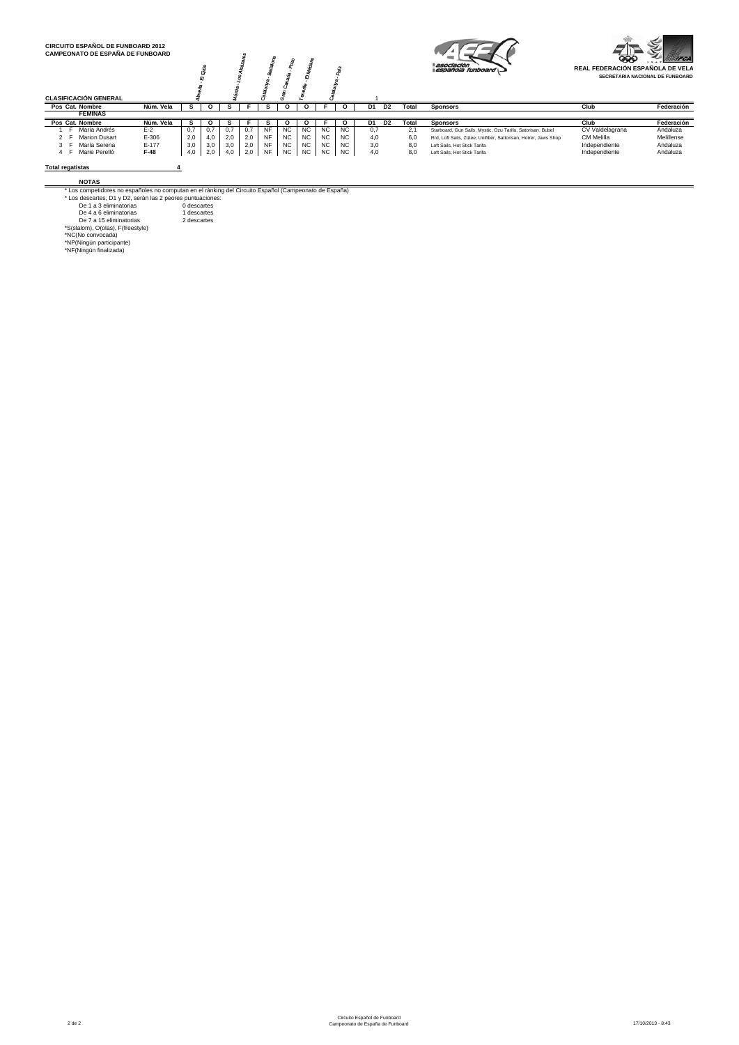**CIRCUITO ESPAÑOL DE FUNBOARD 2012**
**CAMPEONATO DE ESPAÑA DE FUNBOARD**

**REAL FEDERACIÓN ESPAÑOLA DE VELA**
**SECRETARIA NACIONAL DE FUNBOARD**

**CLASIFICACIÓN GENERAL**

| Pos | Cat. | Nombre | Núm. Vela | Almería - El Ejido S | Almería - El Ejido O | Murcia - Los Alcázares S | Murcia - Los Alcázares F | Catalunya - Badalona S | Gran Canaria - Pozo O | Tenerife - El Médano O | Catalunya - Pals F | Catalunya - Pals O | D1 | D2 | Total | Sponsors | Club | Federación |
|---|---|---|---|---|---|---|---|---|---|---|---|---|---|---|---|---|---|---|
| | | **FEMINAS** | | | | | | | | | | | | | | | | |
| 1 | F | María Andrés | E-2 | 0,7 | 0,7 | 0,7 | 0,7 | NF | NC | NC | NC | NC | 0,7 | | 2,1 | Starboard, Gun Sails, Mystic, Ozu Tarifa, Satorisan, Bubel | CV Valdelagrana | Andaluza |
| 2 | F | Marion Dusart | E-306 | 2,0 | 4,0 | 2,0 | 2,0 | NF | NC | NC | NC | NC | 4,0 | | 6,0 | Rrd, Loft Sails, Zütee, Unifiber, Sattorisan, Hotrer, Jaws Shop | CM Melilla | Melillense |
| 3 | F | María Serena | E-177 | 3,0 | 3,0 | 3,0 | 2,0 | NF | NC | NC | NC | NC | 3,0 | | 8,0 | Loft Sails, Hot Stick Tarifa | Independiente | Andaluza |
| 4 | F | Marie Perelló | F-48 | 4,0 | 2,0 | 4,0 | 2,0 | NF | NC | NC | NC | NC | 4,0 | | 8,0 | Loft Sails, Hot Stick Tarifa | Independiente | Andaluza |

**Total regatistas** 4

**NOTAS**

\* Los competidores no españoles no computan en el ránking del Circuito Español (Campeonato de España)

\* Los descartes, D1 y D2, serán las 2 peores puntuaciones:

| | |
|---|---|
| De 1 a 3 eliminatorias | 0 descartes |
| De 4 a 6 eliminatorias | 1 descartes |
| De 7 a 15 eliminatorias | 2 descartes |

\*S(slalom), O(olas), F(freestyle)

\*NC(No convocada)

\*NP(Ningún participante)

\*NF(Ningún finalizada)

Circuito Español de Funboard
Campeonato de España de Funboard

17/10/2013 - 8:43